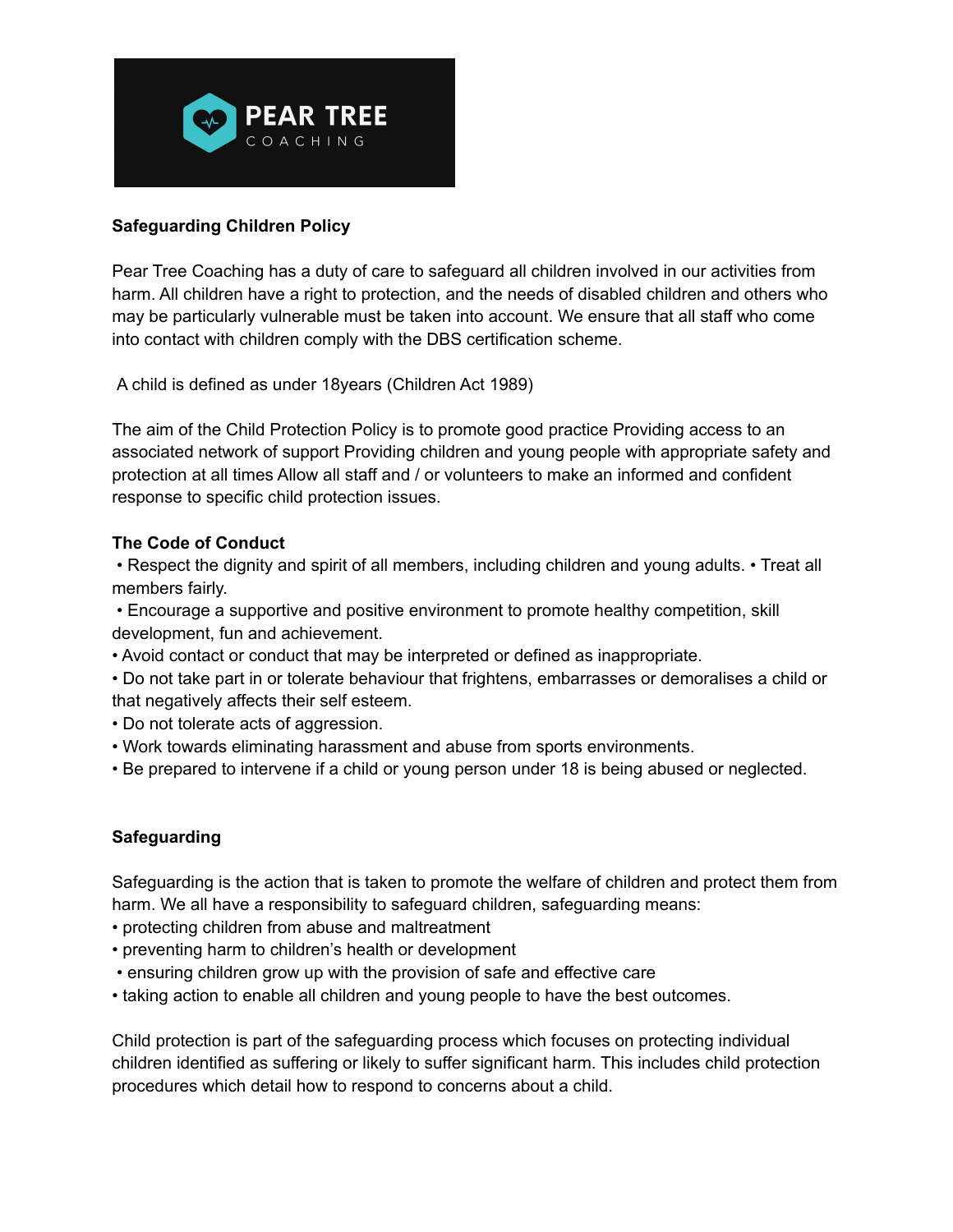PEAR TREE COACHING

**Safeguarding Children Policy**

Pear Tree Coaching has a duty of care to safeguard all children involved in our activities from harm. All children have a right to protection, and the needs of disabled children and others who may be particularly vulnerable must be taken into account. We ensure that all staff who come into contact with children comply with the DBS certification scheme.

A child is defined as under 18years (Children Act 1989)

The aim of the Child Protection Policy is to promote good practice Providing access to an associated network of support Providing children and young people with appropriate safety and protection at all times Allow all staff and / or volunteers to make an informed and confident response to specific child protection issues.

**The Code of Conduct**

• Respect the dignity and spirit of all members, including children and young adults. • Treat all members fairly.
• Encourage a supportive and positive environment to promote healthy competition, skill development, fun and achievement.
• Avoid contact or conduct that may be interpreted or defined as inappropriate.
• Do not take part in or tolerate behaviour that frightens, embarrasses or demoralises a child or that negatively affects their self esteem.
• Do not tolerate acts of aggression.
• Work towards eliminating harassment and abuse from sports environments.
• Be prepared to intervene if a child or young person under 18 is being abused or neglected.

**Safeguarding**

Safeguarding is the action that is taken to promote the welfare of children and protect them from harm. We all have a responsibility to safeguard children, safeguarding means:
• protecting children from abuse and maltreatment
• preventing harm to children's health or development
• ensuring children grow up with the provision of safe and effective care
• taking action to enable all children and young people to have the best outcomes.

Child protection is part of the safeguarding process which focuses on protecting individual children identified as suffering or likely to suffer significant harm. This includes child protection procedures which detail how to respond to concerns about a child.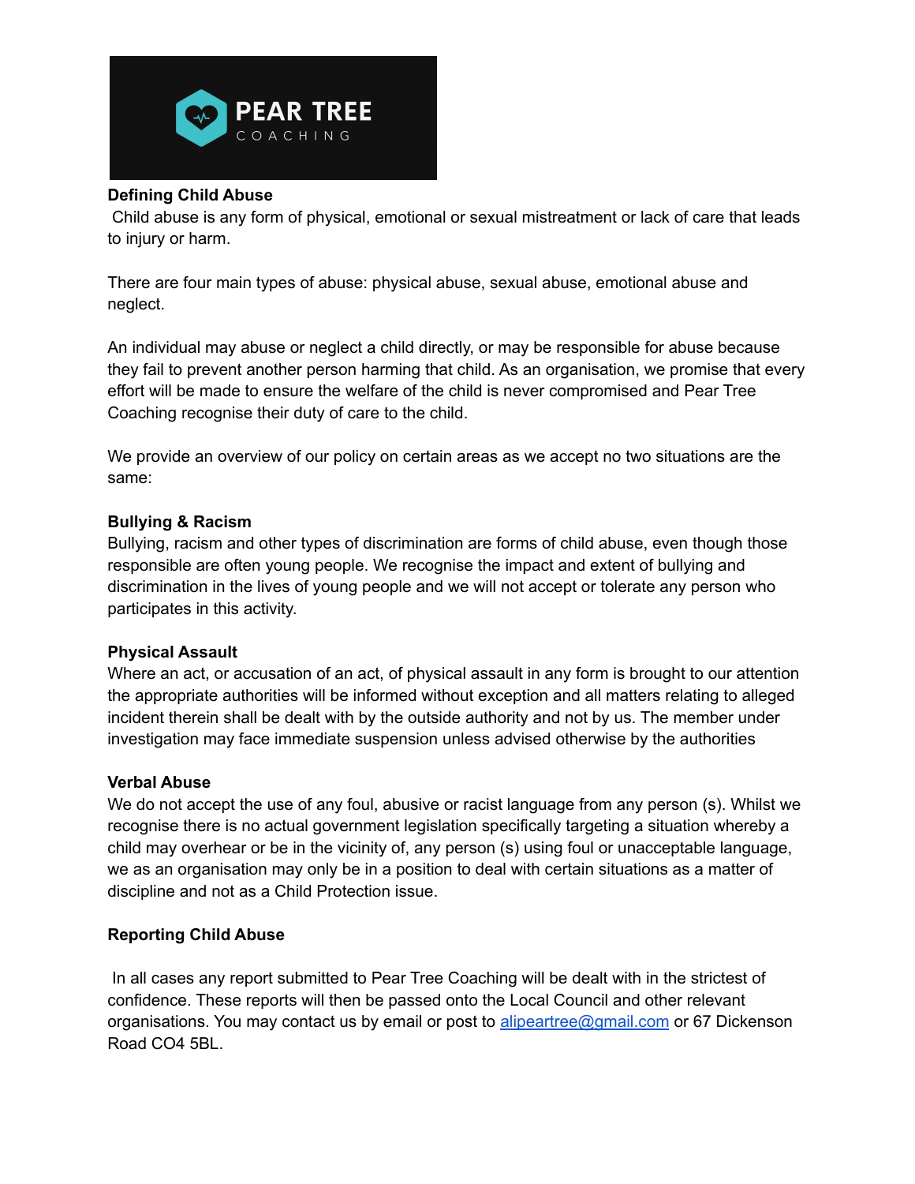**Defining Child Abuse**

Child abuse is any form of physical, emotional or sexual mistreatment or lack of care that leads to injury or harm.

There are four main types of abuse: physical abuse, sexual abuse, emotional abuse and neglect.

An individual may abuse or neglect a child directly, or may be responsible for abuse because they fail to prevent another person harming that child. As an organisation, we promise that every effort will be made to ensure the welfare of the child is never compromised and Pear Tree Coaching recognise their duty of care to the child.

We provide an overview of our policy on certain areas as we accept no two situations are the same:

**Bullying & Racism**

Bullying, racism and other types of discrimination are forms of child abuse, even though those responsible are often young people. We recognise the impact and extent of bullying and discrimination in the lives of young people and we will not accept or tolerate any person who participates in this activity.

**Physical Assault**

Where an act, or accusation of an act, of physical assault in any form is brought to our attention the appropriate authorities will be informed without exception and all matters relating to alleged incident therein shall be dealt with by the outside authority and not by us. The member under investigation may face immediate suspension unless advised otherwise by the authorities

**Verbal Abuse**

We do not accept the use of any foul, abusive or racist language from any person (s). Whilst we recognise there is no actual government legislation specifically targeting a situation whereby a child may overhear or be in the vicinity of, any person (s) using foul or unacceptable language, we as an organisation may only be in a position to deal with certain situations as a matter of discipline and not as a Child Protection issue.

**Reporting Child Abuse**

In all cases any report submitted to Pear Tree Coaching will be dealt with in the strictest of confidence. These reports will then be passed onto the Local Council and other relevant organisations. You may contact us by email or post to alipeartree@gmail.com or 67 Dickenson Road CO4 5BL.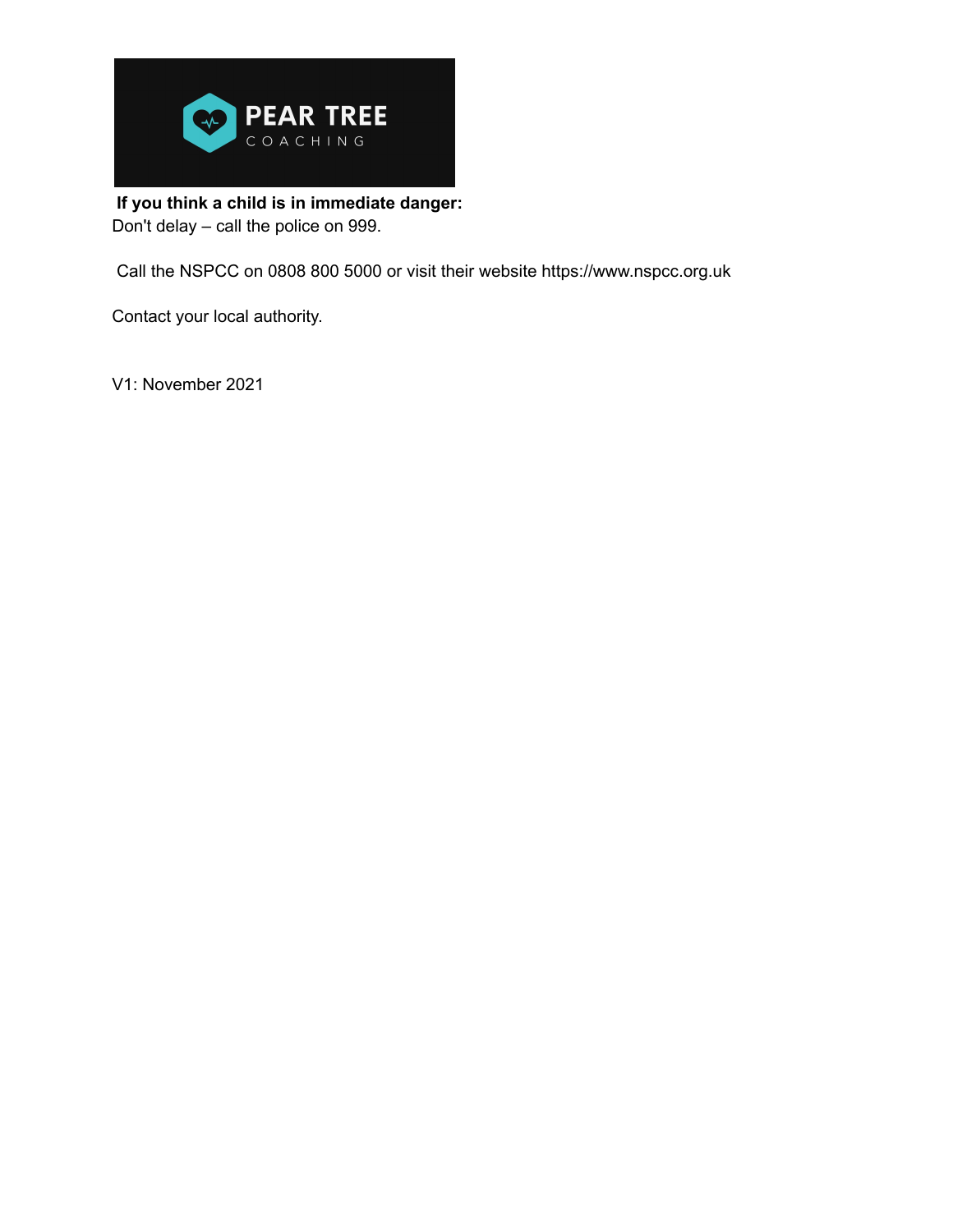**If you think a child is in immediate danger:**

Don't delay – call the police on 999.

Call the NSPCC on 0808 800 5000 or visit their website https://www.nspcc.org.uk

Contact your local authority.

V1: November 2021